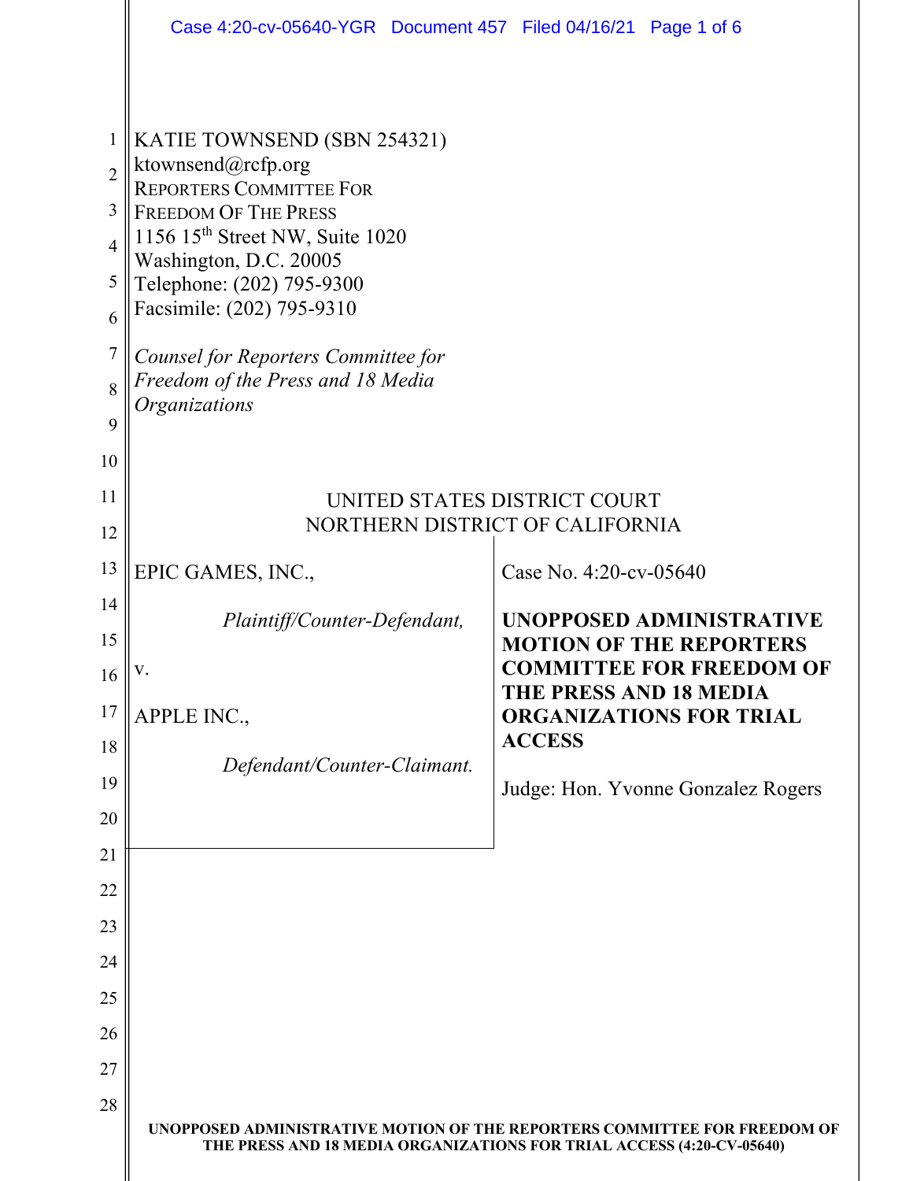KATIE TOWNSEND (SBN 254321)
ktownsend@rcfp.org
REPORTERS COMMITTEE FOR
FREEDOM OF THE PRESS
1156 15th Street NW, Suite 1020
Washington, D.C. 20005
Telephone: (202) 795-9300
Facsimile: (202) 795-9310

*Counsel for Reporters Committee for Freedom of the Press and 18 Media Organizations*

UNITED STATES DISTRICT COURT
NORTHERN DISTRICT OF CALIFORNIA

EPIC GAMES, INC.,

*Plaintiff/Counter-Defendant,*

v.

APPLE INC.,

*Defendant/Counter-Claimant.*

Case No. 4:20-cv-05640

**UNOPPOSED ADMINISTRATIVE MOTION OF THE REPORTERS COMMITTEE FOR FREEDOM OF THE PRESS AND 18 MEDIA ORGANIZATIONS FOR TRIAL ACCESS**

Judge: Hon. Yvonne Gonzalez Rogers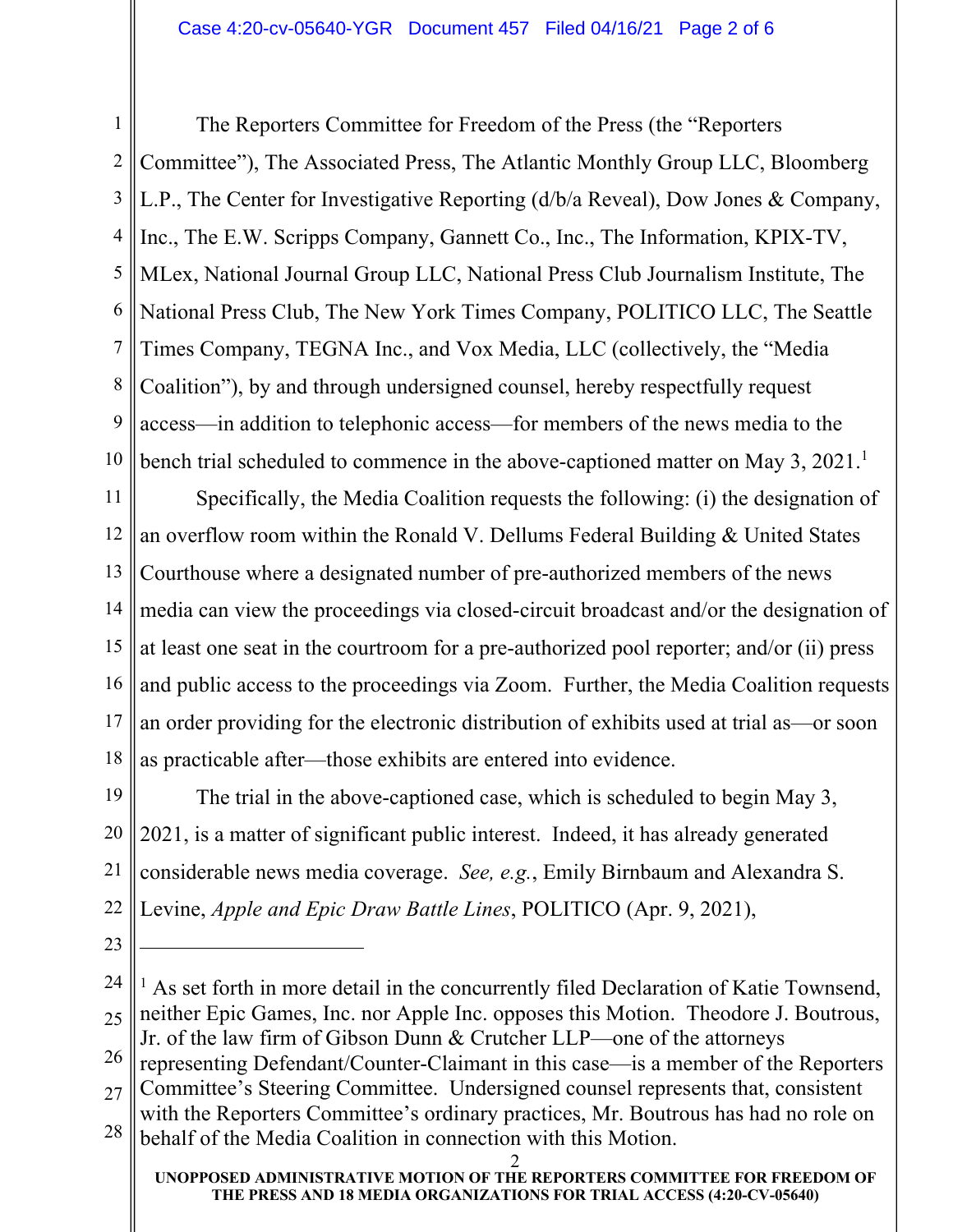The Reporters Committee for Freedom of the Press (the "Reporters Committee"), The Associated Press, The Atlantic Monthly Group LLC, Bloomberg L.P., The Center for Investigative Reporting (d/b/a Reveal), Dow Jones & Company, Inc., The E.W. Scripps Company, Gannett Co., Inc., The Information, KPIX-TV, MLex, National Journal Group LLC, National Press Club Journalism Institute, The National Press Club, The New York Times Company, POLITICO LLC, The Seattle Times Company, TEGNA Inc., and Vox Media, LLC (collectively, the "Media Coalition"), by and through undersigned counsel, hereby respectfully request access—in addition to telephonic access—for members of the news media to the bench trial scheduled to commence in the above-captioned matter on May 3, 2021.[1]

Specifically, the Media Coalition requests the following: (i) the designation of an overflow room within the Ronald V. Dellums Federal Building & United States Courthouse where a designated number of pre-authorized members of the news media can view the proceedings via closed-circuit broadcast and/or the designation of at least one seat in the courtroom for a pre-authorized pool reporter; and/or (ii) press and public access to the proceedings via Zoom. Further, the Media Coalition requests an order providing for the electronic distribution of exhibits used at trial as—or soon as practicable after—those exhibits are entered into evidence.

The trial in the above-captioned case, which is scheduled to begin May 3, 2021, is a matter of significant public interest. Indeed, it has already generated considerable news media coverage. *See, e.g.*, Emily Birnbaum and Alexandra S. Levine, *Apple and Epic Draw Battle Lines*, POLITICO (Apr. 9, 2021),

---

[1] As set forth in more detail in the concurrently filed Declaration of Katie Townsend, neither Epic Games, Inc. nor Apple Inc. opposes this Motion. Theodore J. Boutrous, Jr. of the law firm of Gibson Dunn & Crutcher LLP—one of the attorneys representing Defendant/Counter-Claimant in this case—is a member of the Reporters Committee's Steering Committee. Undersigned counsel represents that, consistent with the Reporters Committee's ordinary practices, Mr. Boutrous has had no role on behalf of the Media Coalition in connection with this Motion.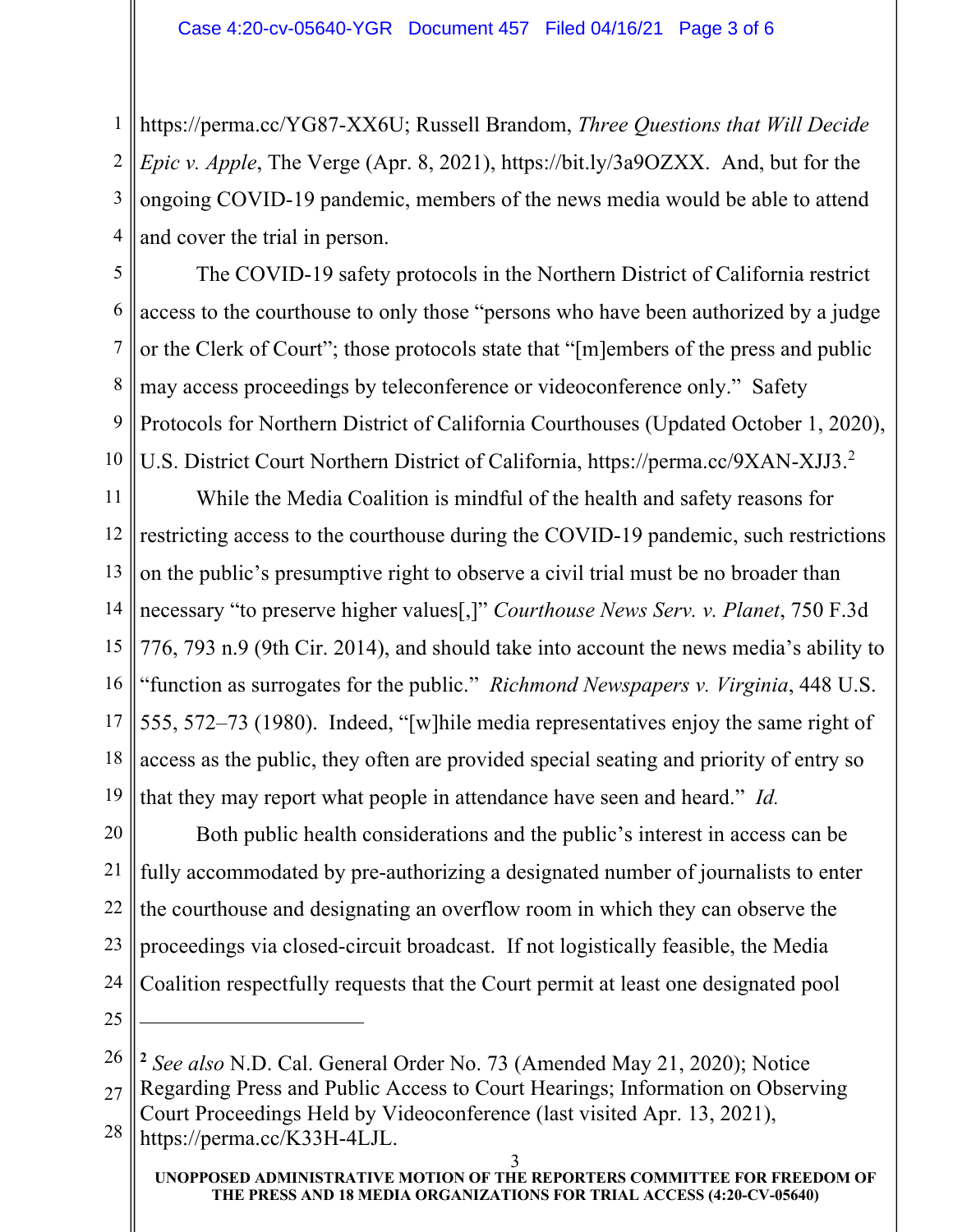https://perma.cc/YG87-XX6U; Russell Brandom, *Three Questions that Will Decide Epic v. Apple*, The Verge (Apr. 8, 2021), https://bit.ly/3a9OZXX. And, but for the ongoing COVID-19 pandemic, members of the news media would be able to attend and cover the trial in person.

The COVID-19 safety protocols in the Northern District of California restrict access to the courthouse to only those "persons who have been authorized by a judge or the Clerk of Court"; those protocols state that "[m]embers of the press and public may access proceedings by teleconference or videoconference only." Safety Protocols for Northern District of California Courthouses (Updated October 1, 2020), U.S. District Court Northern District of California, https://perma.cc/9XAN-XJJ3.[2]

While the Media Coalition is mindful of the health and safety reasons for restricting access to the courthouse during the COVID-19 pandemic, such restrictions on the public's presumptive right to observe a civil trial must be no broader than necessary "to preserve higher values[,]" *Courthouse News Serv. v. Planet*, 750 F.3d 776, 793 n.9 (9th Cir. 2014), and should take into account the news media's ability to "function as surrogates for the public." *Richmond Newspapers v. Virginia*, 448 U.S. 555, 572–73 (1980). Indeed, "[w]hile media representatives enjoy the same right of access as the public, they often are provided special seating and priority of entry so that they may report what people in attendance have seen and heard." *Id.*

Both public health considerations and the public's interest in access can be fully accommodated by pre-authorizing a designated number of journalists to enter the courthouse and designating an overflow room in which they can observe the proceedings via closed-circuit broadcast. If not logistically feasible, the Media Coalition respectfully requests that the Court permit at least one designated pool

---

[2] *See also* N.D. Cal. General Order No. 73 (Amended May 21, 2020); Notice Regarding Press and Public Access to Court Hearings; Information on Observing Court Proceedings Held by Videoconference (last visited Apr. 13, 2021), https://perma.cc/K33H-4LJL.

**UNOPPOSED ADMINISTRATIVE MOTION OF THE REPORTERS COMMITTEE FOR FREEDOM OF THE PRESS AND 18 MEDIA ORGANIZATIONS FOR TRIAL ACCESS (4:20-CV-05640)**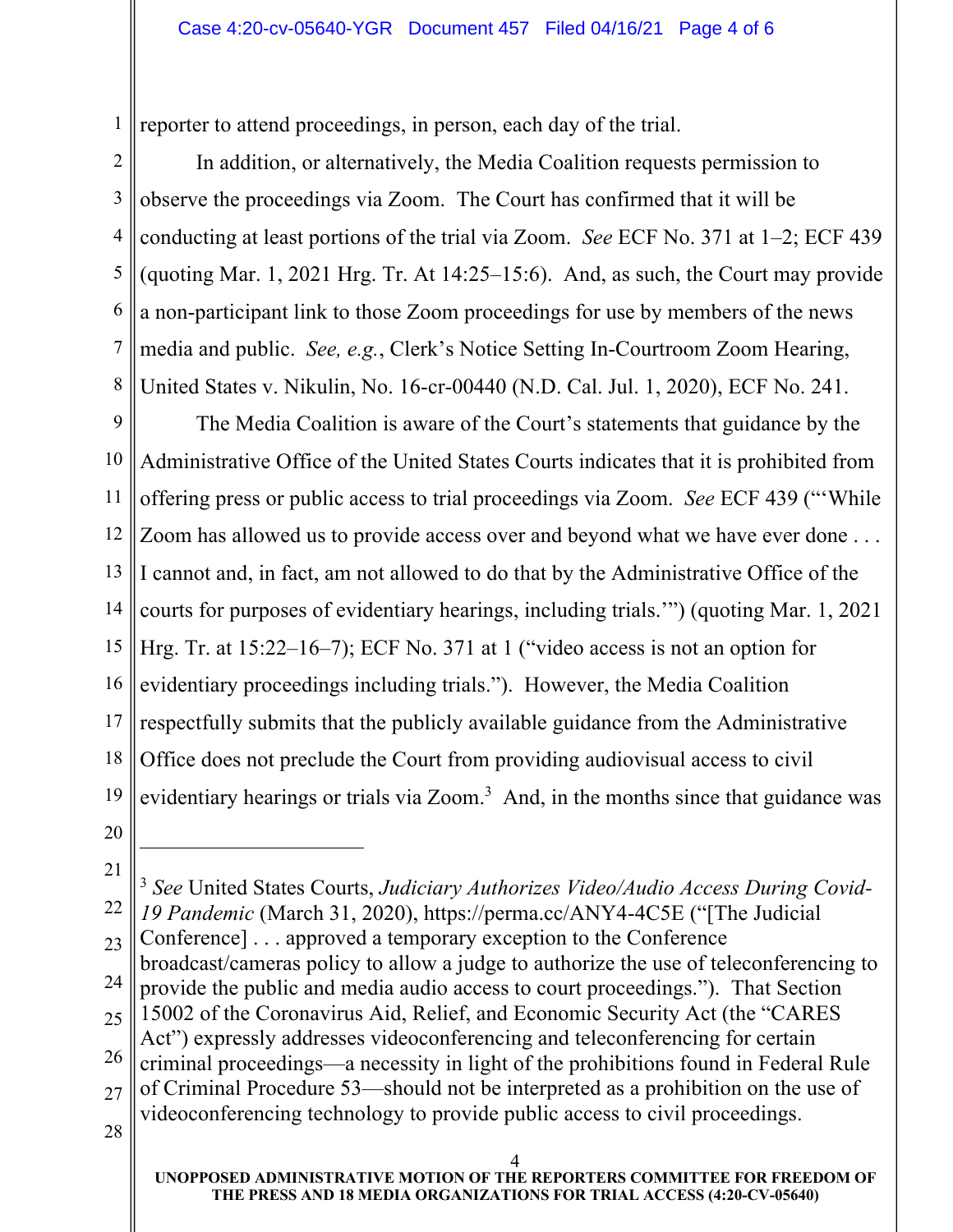reporter to attend proceedings, in person, each day of the trial.

In addition, or alternatively, the Media Coalition requests permission to observe the proceedings via Zoom. The Court has confirmed that it will be conducting at least portions of the trial via Zoom. *See* ECF No. 371 at 1–2; ECF 439 (quoting Mar. 1, 2021 Hrg. Tr. At 14:25–15:6). And, as such, the Court may provide a non-participant link to those Zoom proceedings for use by members of the news media and public. *See, e.g.*, Clerk's Notice Setting In-Courtroom Zoom Hearing, United States v. Nikulin, No. 16-cr-00440 (N.D. Cal. Jul. 1, 2020), ECF No. 241.

The Media Coalition is aware of the Court's statements that guidance by the Administrative Office of the United States Courts indicates that it is prohibited from offering press or public access to trial proceedings via Zoom. *See* ECF 439 ("'While Zoom has allowed us to provide access over and beyond what we have ever done . . . I cannot and, in fact, am not allowed to do that by the Administrative Office of the courts for purposes of evidentiary hearings, including trials.'") (quoting Mar. 1, 2021 Hrg. Tr. at 15:22–16–7); ECF No. 371 at 1 ("video access is not an option for evidentiary proceedings including trials."). However, the Media Coalition respectfully submits that the publicly available guidance from the Administrative Office does not preclude the Court from providing audiovisual access to civil evidentiary hearings or trials via Zoom.[3] And, in the months since that guidance was

---

[3] *See* United States Courts, *Judiciary Authorizes Video/Audio Access During Covid-19 Pandemic* (March 31, 2020), https://perma.cc/ANY4-4C5E ("[The Judicial Conference] . . . approved a temporary exception to the Conference broadcast/cameras policy to allow a judge to authorize the use of teleconferencing to provide the public and media audio access to court proceedings."). That Section 15002 of the Coronavirus Aid, Relief, and Economic Security Act (the "CARES Act") expressly addresses videoconferencing and teleconferencing for certain criminal proceedings—a necessity in light of the prohibitions found in Federal Rule of Criminal Procedure 53—should not be interpreted as a prohibition on the use of videoconferencing technology to provide public access to civil proceedings.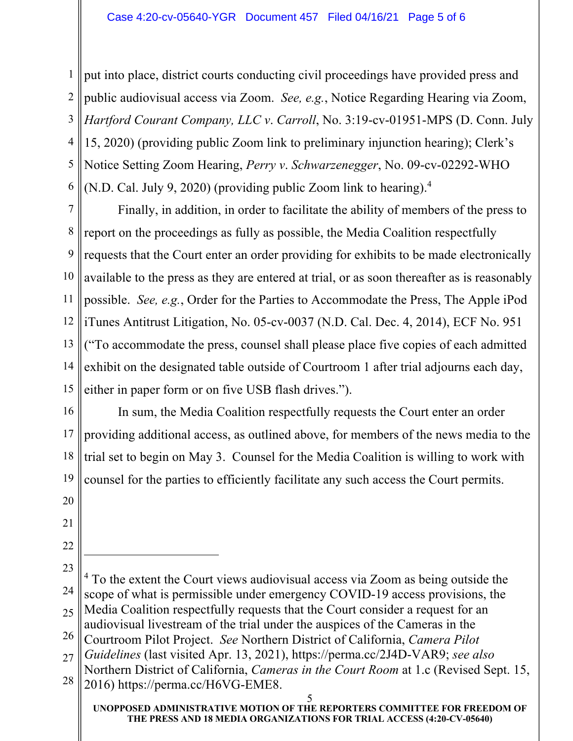put into place, district courts conducting civil proceedings have provided press and public audiovisual access via Zoom. *See, e.g.*, Notice Regarding Hearing via Zoom, *Hartford Courant Company, LLC v. Carroll*, No. 3:19-cv-01951-MPS (D. Conn. July 15, 2020) (providing public Zoom link to preliminary injunction hearing); Clerk's Notice Setting Zoom Hearing, *Perry v. Schwarzenegger*, No. 09-cv-02292-WHO (N.D. Cal. July 9, 2020) (providing public Zoom link to hearing).[4]

Finally, in addition, in order to facilitate the ability of members of the press to report on the proceedings as fully as possible, the Media Coalition respectfully requests that the Court enter an order providing for exhibits to be made electronically available to the press as they are entered at trial, or as soon thereafter as is reasonably possible. *See, e.g.*, Order for the Parties to Accommodate the Press, The Apple iPod iTunes Antitrust Litigation, No. 05-cv-0037 (N.D. Cal. Dec. 4, 2014), ECF No. 951 ("To accommodate the press, counsel shall please place five copies of each admitted exhibit on the designated table outside of Courtroom 1 after trial adjourns each day, either in paper form or on five USB flash drives.").

In sum, the Media Coalition respectfully requests the Court enter an order providing additional access, as outlined above, for members of the news media to the trial set to begin on May 3. Counsel for the Media Coalition is willing to work with counsel for the parties to efficiently facilitate any such access the Court permits.

---

[4] To the extent the Court views audiovisual access via Zoom as being outside the scope of what is permissible under emergency COVID-19 access provisions, the Media Coalition respectfully requests that the Court consider a request for an audiovisual livestream of the trial under the auspices of the Cameras in the Courtroom Pilot Project. *See* Northern District of California, *Camera Pilot Guidelines* (last visited Apr. 13, 2021), https://perma.cc/2J4D-VAR9; *see also* Northern District of California, *Cameras in the Court Room* at 1.c (Revised Sept. 15, 2016) https://perma.cc/H6VG-EME8.

UNOPPOSED ADMINISTRATIVE MOTION OF THE REPORTERS COMMITTEE FOR FREEDOM OF THE PRESS AND 18 MEDIA ORGANIZATIONS FOR TRIAL ACCESS (4:20-CV-05640)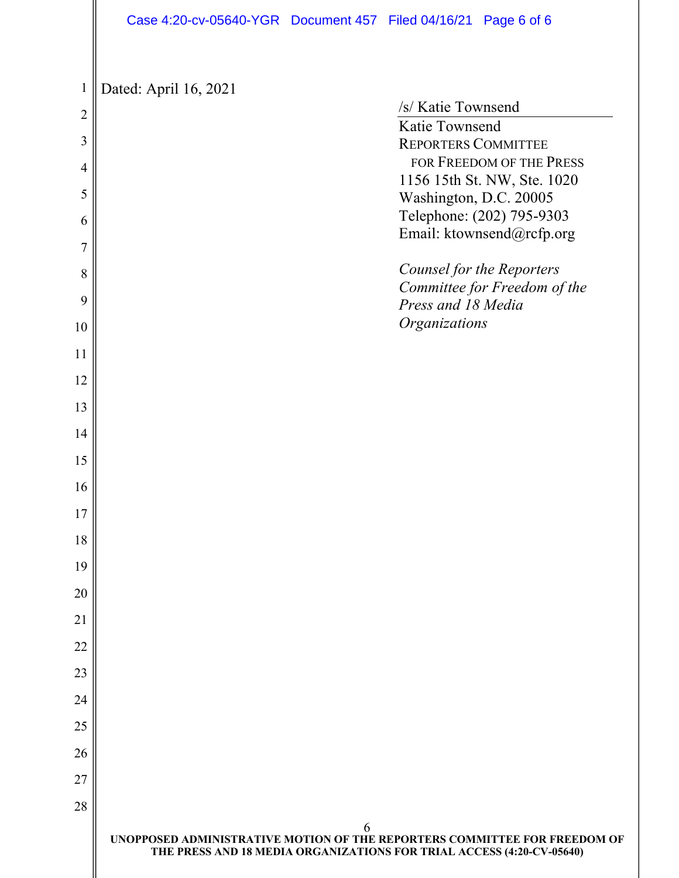Dated: April 16, 2021

/s/ Katie Townsend

Katie Townsend
REPORTERS COMMITTEE
FOR FREEDOM OF THE PRESS
1156 15th St. NW, Ste. 1020
Washington, D.C. 20005
Telephone: (202) 795-9303
Email: ktownsend@rcfp.org

*Counsel for the Reporters Committee for Freedom of the Press and 18 Media Organizations*